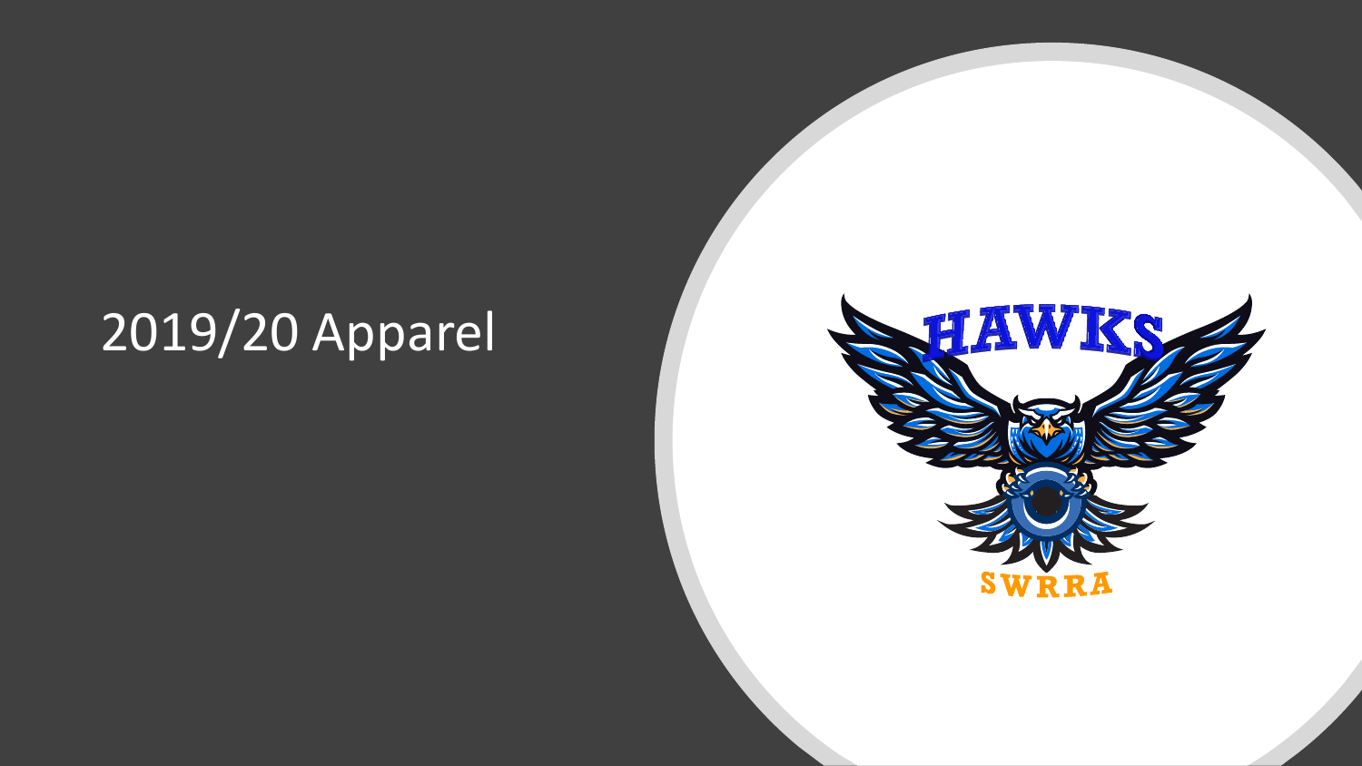# 2019/20 Apparel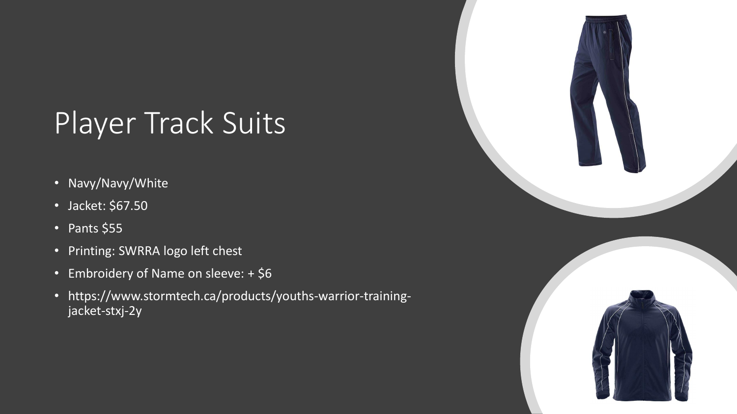# Player Track Suits

- Navy/Navy/White
- Jacket: $67.50
- Pants $55
- Printing: SWRRA logo left chest
- Embroidery of Name on sleeve: + $6
- https://www.stormtech.ca/products/youths-warrior-training-jacket-stxj-2y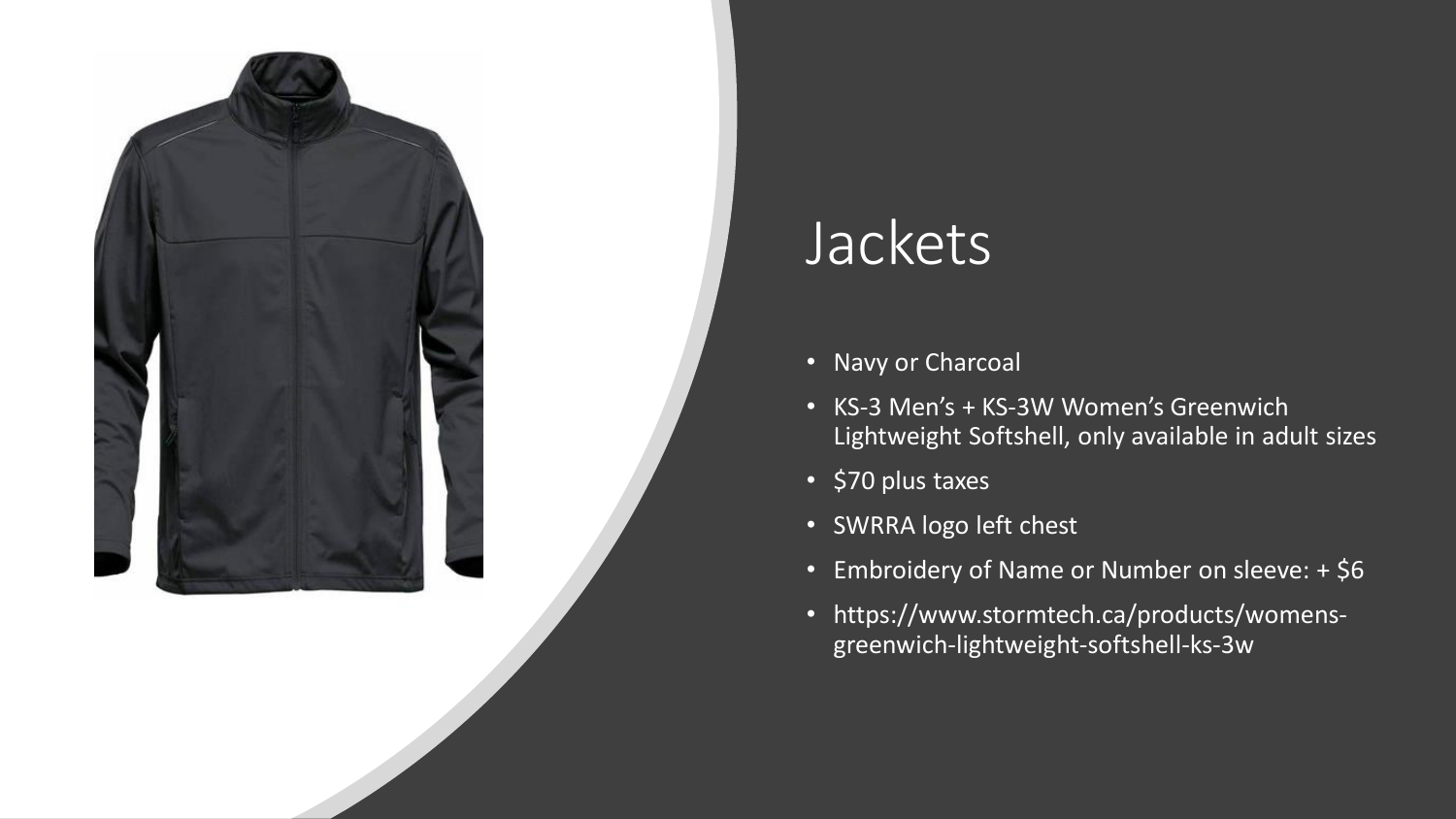# Jackets

- Navy or Charcoal
- KS-3 Men's + KS-3W Women's Greenwich Lightweight Softshell, only available in adult sizes
- $70 plus taxes
- SWRRA logo left chest
- Embroidery of Name or Number on sleeve: + $6
- https://www.stormtech.ca/products/womens-greenwich-lightweight-softshell-ks-3w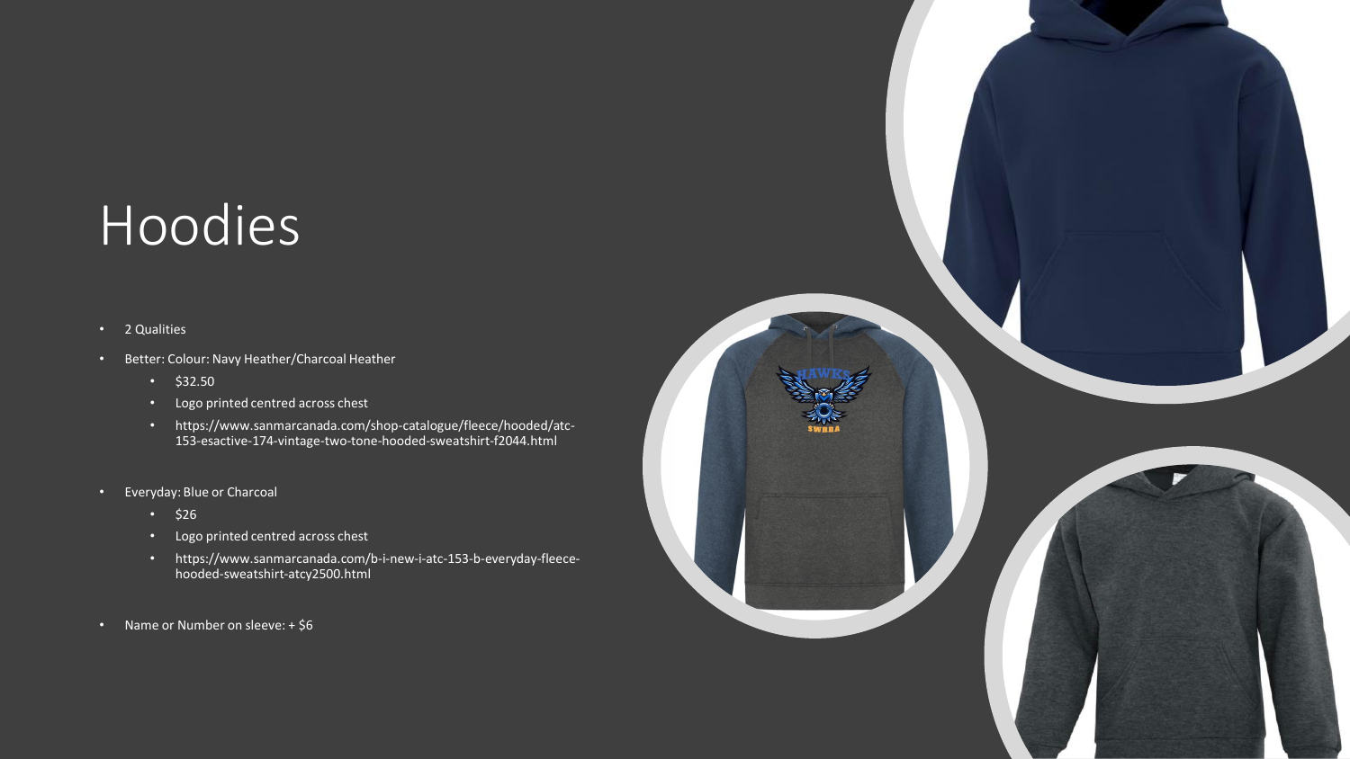# Hoodies

- 2 Qualities
- Better: Colour: Navy Heather/Charcoal Heather
  - $32.50
  - Logo printed centred across chest
  - https://www.sanmarcanada.com/shop-catalogue/fleece/hooded/atc-153-esactive-174-vintage-two-tone-hooded-sweatshirt-f2044.html
- Everyday: Blue or Charcoal
  - $26
  - Logo printed centred across chest
  - https://www.sanmarcanada.com/b-i-new-i-atc-153-b-everyday-fleece-hooded-sweatshirt-atcy2500.html
- Name or Number on sleeve: + $6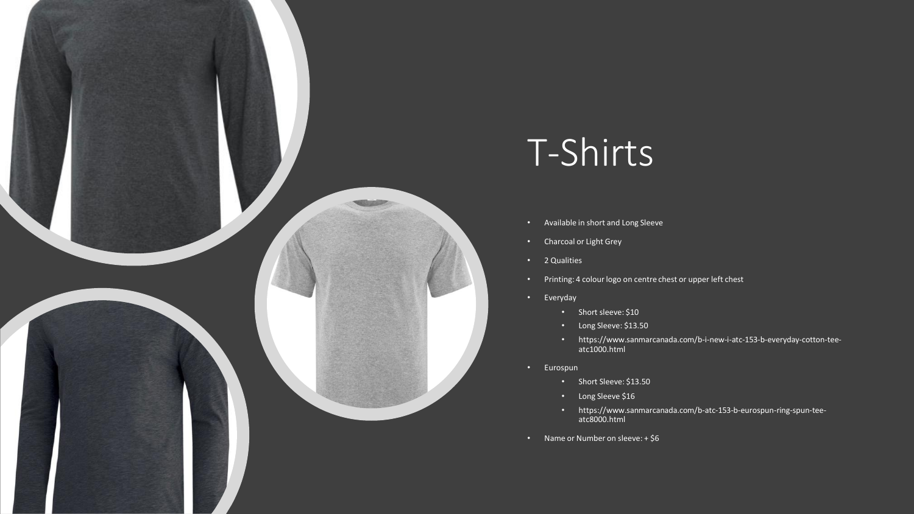# T-Shirts

- Available in short and Long Sleeve
- Charcoal or Light Grey
- 2 Qualities
- Printing: 4 colour logo on centre chest or upper left chest
- Everyday
  - Short sleeve: $10
  - Long Sleeve: $13.50
  - https://www.sanmarcanada.com/b-i-new-i-atc-153-b-everyday-cotton-tee-atc1000.html
- Eurospun
  - Short Sleeve: $13.50
  - Long Sleeve $16
  - https://www.sanmarcanada.com/b-atc-153-b-eurospun-ring-spun-tee-atc8000.html
- Name or Number on sleeve: + $6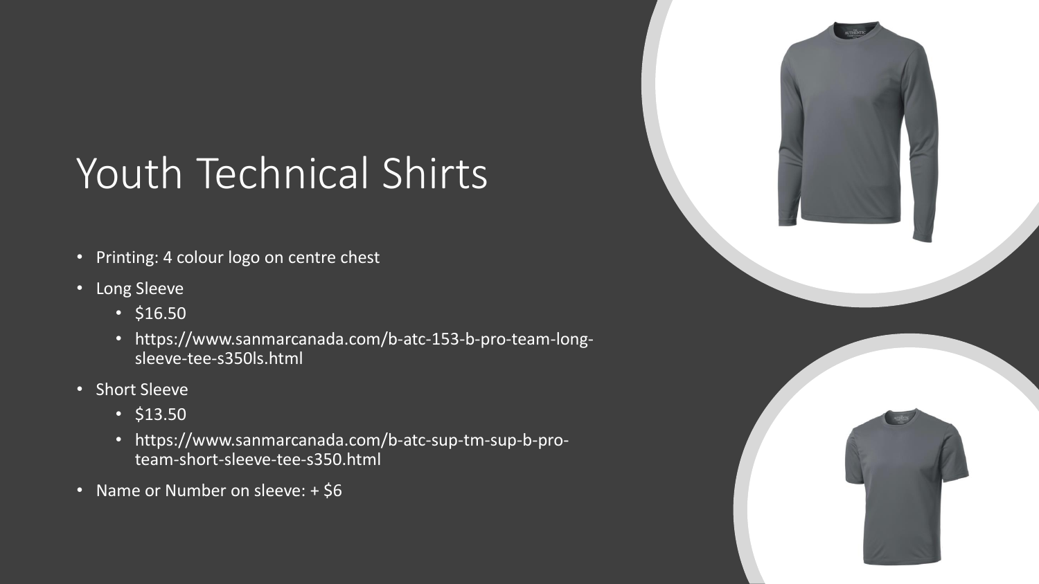# Youth Technical Shirts

- Printing: 4 colour logo on centre chest
- Long Sleeve
  - $16.50
  - https://www.sanmarcanada.com/b-atc-153-b-pro-team-long-sleeve-tee-s350ls.html
- Short Sleeve
  - $13.50
  - https://www.sanmarcanada.com/b-atc-sup-tm-sup-b-pro-team-short-sleeve-tee-s350.html
- Name or Number on sleeve: + $6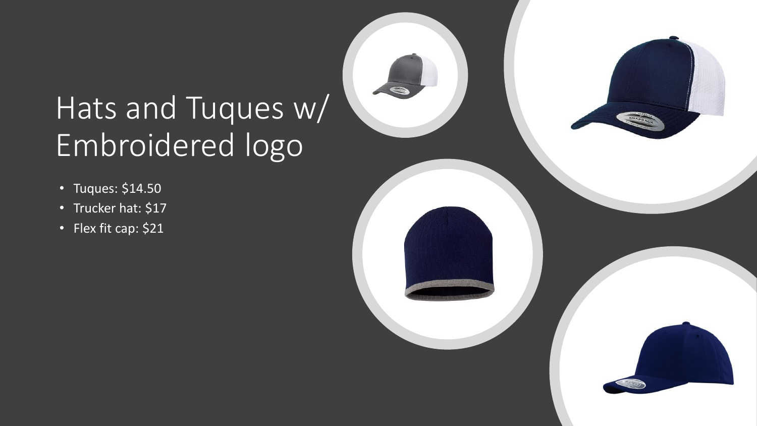# Hats and Tuques w/ Embroidered logo

- Tuques: $14.50
- Trucker hat: $17
- Flex fit cap: $21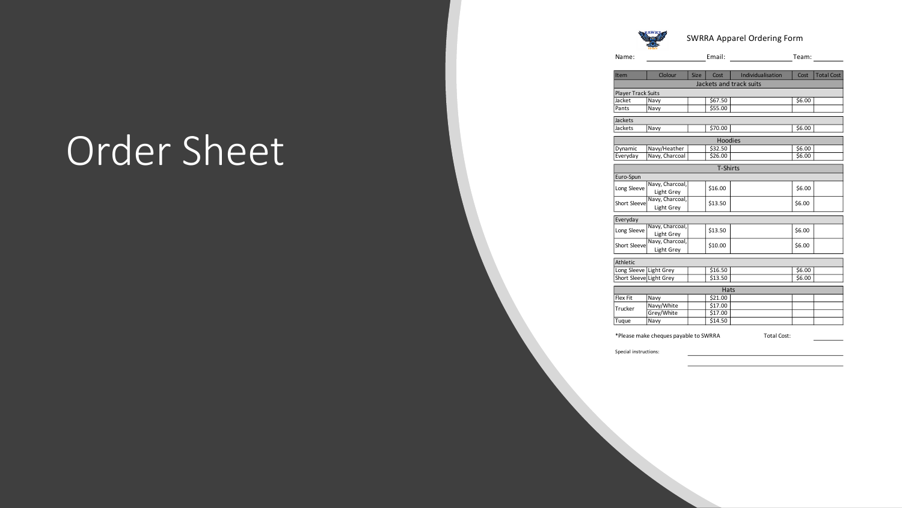# Order Sheet

SWRRA Apparel Ordering Form

Name: ________________ Email: ________________ Team: ________

| Item | Clolour | Size | Cost | Individualisation | Cost | Total Cost |
|---|---|---|---|---|---|---|
| Jackets and track suits | | | | | | |
| Player Track Suits | | | | | | |
| Jacket | Navy | | $67.50 | | $6.00 | |
| Pants | Navy | | $55.00 | | | |
| Jackets | | | | | | |
| Jackets | Navy | | $70.00 | | $6.00 | |
| Hoodies | | | | | | |
| Dynamic | Navy/Heather | | $32.50 | | $6.00 | |
| Everyday | Navy, Charcoal | | $26.00 | | $6.00 | |
| T-Shirts | | | | | | |
| Euro-Spun | | | | | | |
| Long Sleeve | Navy, Charcoal, Light Grey | | $16.00 | | $6.00 | |
| Short Sleeve | Navy, Charcoal, Light Grey | | $13.50 | | $6.00 | |
| Everyday | | | | | | |
| Long Sleeve | Navy, Charcoal, Light Grey | | $13.50 | | $6.00 | |
| Short Sleeve | Navy, Charcoal, Light Grey | | $10.00 | | $6.00 | |
| Athletic | | | | | | |
| Long Sleeve | Light Grey | | $16.50 | | $6.00 | |
| Short Sleeve | Light Grey | | $13.50 | | $6.00 | |
| Hats | | | | | | |
| Flex Fit | Navy | | $21.00 | | | |
| Trucker | Navy/White | | $17.00 | | | |
| | Grey/White | | $17.00 | | | |
| Tuque | Navy | | $14.50 | | | |

*Please make cheques payable to SWRRA

Total Cost: ________

Special instructions: ________________